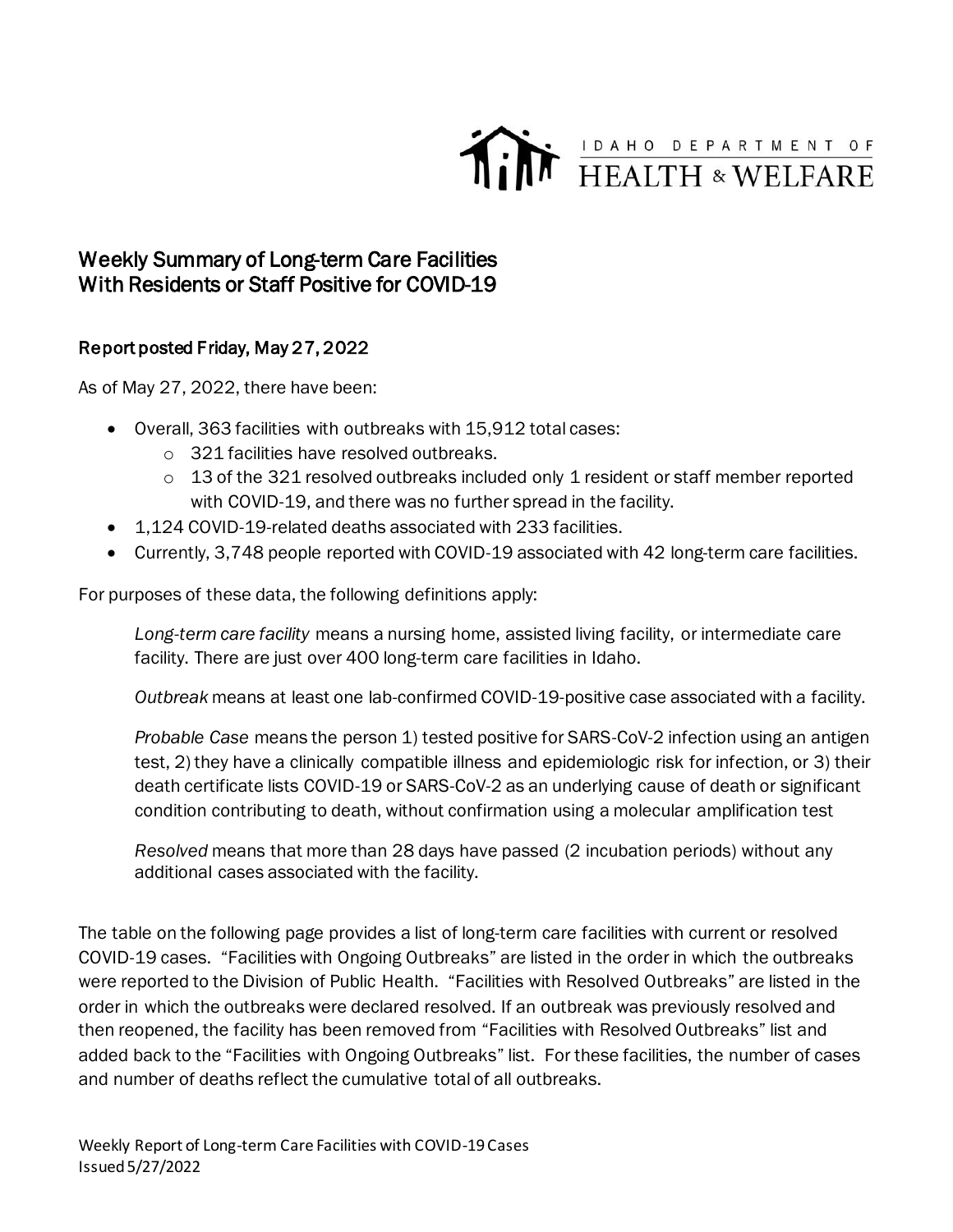IDAHO DEPARTMENT OF HEALTH & WELFARE

# Weekly Summary of Long-term Care Facilities With Residents or Staff Positive for COVID-19

## Report posted Friday, May 27, 2022

As of May 27, 2022, there have been:

- Overall, 363 facilities with outbreaks with 15,912 total cases:
  - 321 facilities have resolved outbreaks.
  - 13 of the 321 resolved outbreaks included only 1 resident or staff member reported with COVID-19, and there was no further spread in the facility.
- 1,124 COVID-19-related deaths associated with 233 facilities.
- Currently, 3,748 people reported with COVID-19 associated with 42 long-term care facilities.

For purposes of these data, the following definitions apply:

> *Long-term care facility* means a nursing home, assisted living facility, or intermediate care facility. There are just over 400 long-term care facilities in Idaho.
>
> *Outbreak* means at least one lab-confirmed COVID-19-positive case associated with a facility.
>
> *Probable Case* means the person 1) tested positive for SARS-CoV-2 infection using an antigen test, 2) they have a clinically compatible illness and epidemiologic risk for infection, or 3) their death certificate lists COVID-19 or SARS-CoV-2 as an underlying cause of death or significant condition contributing to death, without confirmation using a molecular amplification test
>
> *Resolved* means that more than 28 days have passed (2 incubation periods) without any additional cases associated with the facility.

The table on the following page provides a list of long-term care facilities with current or resolved COVID-19 cases. "Facilities with Ongoing Outbreaks" are listed in the order in which the outbreaks were reported to the Division of Public Health. "Facilities with Resolved Outbreaks" are listed in the order in which the outbreaks were declared resolved. If an outbreak was previously resolved and then reopened, the facility has been removed from "Facilities with Resolved Outbreaks" list and added back to the "Facilities with Ongoing Outbreaks" list. For these facilities, the number of cases and number of deaths reflect the cumulative total of all outbreaks.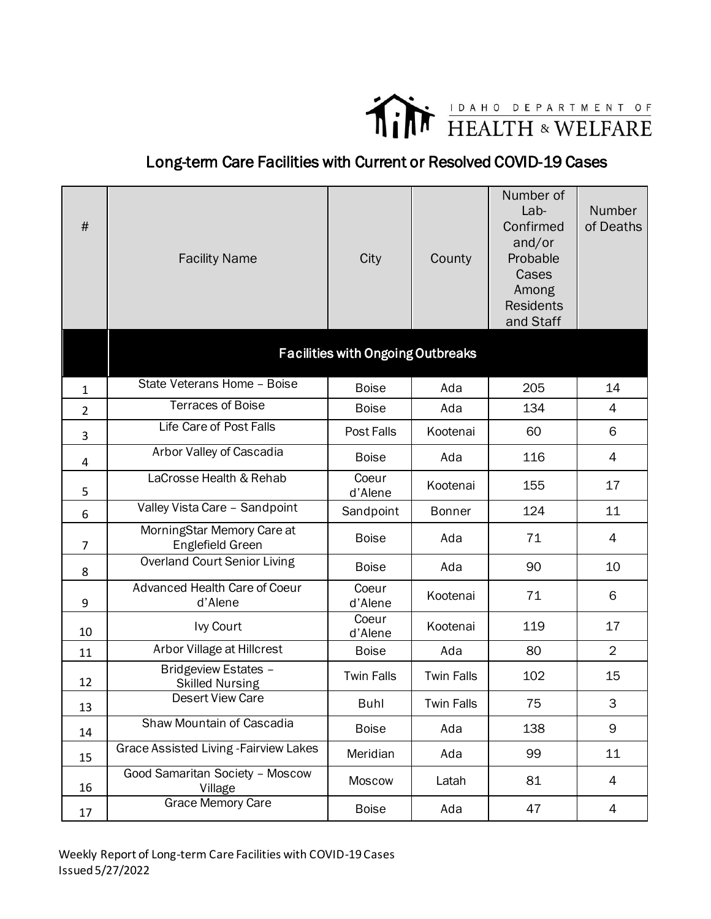IDAHO DEPARTMENT OF HEALTH & WELFARE

## Long-term Care Facilities with Current or Resolved COVID-19 Cases

| # | Facility Name | City | County | Number of Lab-Confirmed and/or Probable Cases Among Residents and Staff | Number of Deaths |
|---|---|---|---|---|---|
| | **Facilities with Ongoing Outbreaks** | | | | |
| 1 | State Veterans Home – Boise | Boise | Ada | 205 | 14 |
| 2 | Terraces of Boise | Boise | Ada | 134 | 4 |
| 3 | Life Care of Post Falls | Post Falls | Kootenai | 60 | 6 |
| 4 | Arbor Valley of Cascadia | Boise | Ada | 116 | 4 |
| 5 | LaCrosse Health & Rehab | Coeur d'Alene | Kootenai | 155 | 17 |
| 6 | Valley Vista Care – Sandpoint | Sandpoint | Bonner | 124 | 11 |
| 7 | MorningStar Memory Care at Englefield Green | Boise | Ada | 71 | 4 |
| 8 | Overland Court Senior Living | Boise | Ada | 90 | 10 |
| 9 | Advanced Health Care of Coeur d'Alene | Coeur d'Alene | Kootenai | 71 | 6 |
| 10 | Ivy Court | Coeur d'Alene | Kootenai | 119 | 17 |
| 11 | Arbor Village at Hillcrest | Boise | Ada | 80 | 2 |
| 12 | Bridgeview Estates – Skilled Nursing | Twin Falls | Twin Falls | 102 | 15 |
| 13 | Desert View Care | Buhl | Twin Falls | 75 | 3 |
| 14 | Shaw Mountain of Cascadia | Boise | Ada | 138 | 9 |
| 15 | Grace Assisted Living -Fairview Lakes | Meridian | Ada | 99 | 11 |
| 16 | Good Samaritan Society – Moscow Village | Moscow | Latah | 81 | 4 |
| 17 | Grace Memory Care | Boise | Ada | 47 | 4 |

Weekly Report of Long-term Care Facilities with COVID-19 Cases
Issued 5/27/2022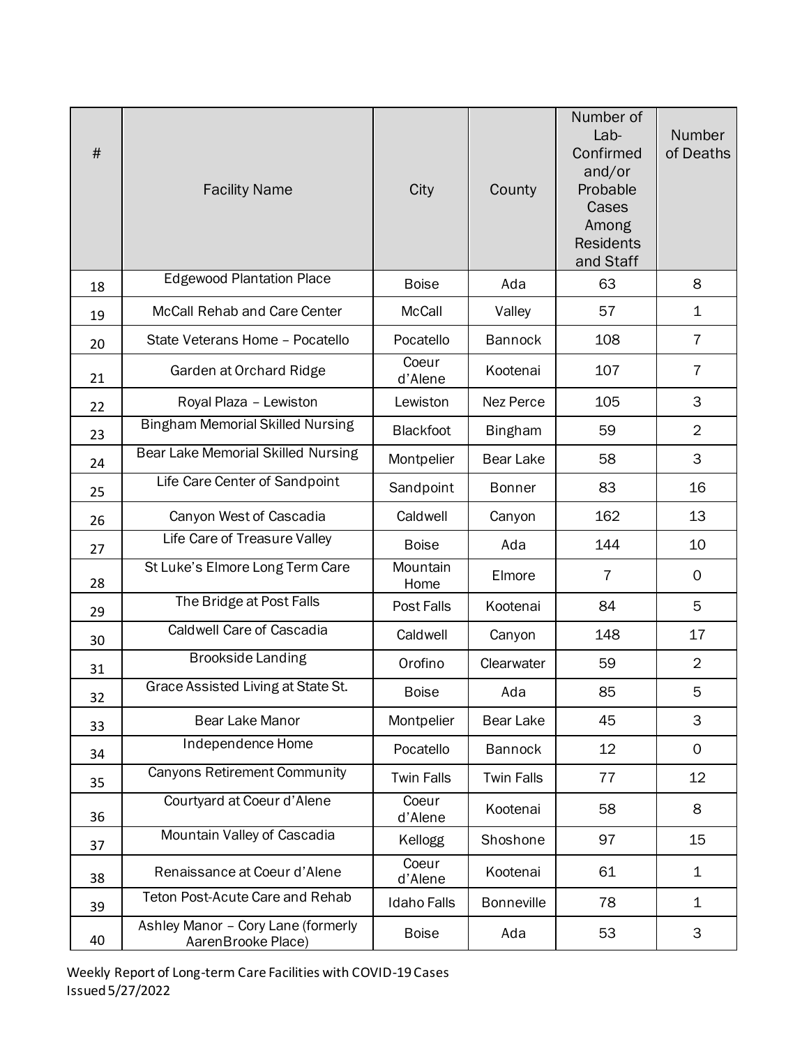| # | Facility Name | City | County | Number of Lab-Confirmed and/or Probable Cases Among Residents and Staff | Number of Deaths |
|---|---|---|---|---|---|
| 18 | Edgewood Plantation Place | Boise | Ada | 63 | 8 |
| 19 | McCall Rehab and Care Center | McCall | Valley | 57 | 1 |
| 20 | State Veterans Home – Pocatello | Pocatello | Bannock | 108 | 7 |
| 21 | Garden at Orchard Ridge | Coeur d'Alene | Kootenai | 107 | 7 |
| 22 | Royal Plaza – Lewiston | Lewiston | Nez Perce | 105 | 3 |
| 23 | Bingham Memorial Skilled Nursing | Blackfoot | Bingham | 59 | 2 |
| 24 | Bear Lake Memorial Skilled Nursing | Montpelier | Bear Lake | 58 | 3 |
| 25 | Life Care Center of Sandpoint | Sandpoint | Bonner | 83 | 16 |
| 26 | Canyon West of Cascadia | Caldwell | Canyon | 162 | 13 |
| 27 | Life Care of Treasure Valley | Boise | Ada | 144 | 10 |
| 28 | St Luke's Elmore Long Term Care | Mountain Home | Elmore | 7 | 0 |
| 29 | The Bridge at Post Falls | Post Falls | Kootenai | 84 | 5 |
| 30 | Caldwell Care of Cascadia | Caldwell | Canyon | 148 | 17 |
| 31 | Brookside Landing | Orofino | Clearwater | 59 | 2 |
| 32 | Grace Assisted Living at State St. | Boise | Ada | 85 | 5 |
| 33 | Bear Lake Manor | Montpelier | Bear Lake | 45 | 3 |
| 34 | Independence Home | Pocatello | Bannock | 12 | 0 |
| 35 | Canyons Retirement Community | Twin Falls | Twin Falls | 77 | 12 |
| 36 | Courtyard at Coeur d'Alene | Coeur d'Alene | Kootenai | 58 | 8 |
| 37 | Mountain Valley of Cascadia | Kellogg | Shoshone | 97 | 15 |
| 38 | Renaissance at Coeur d'Alene | Coeur d'Alene | Kootenai | 61 | 1 |
| 39 | Teton Post-Acute Care and Rehab | Idaho Falls | Bonneville | 78 | 1 |
| 40 | Ashley Manor – Cory Lane (formerly AarenBrooke Place) | Boise | Ada | 53 | 3 |

Weekly Report of Long-term Care Facilities with COVID-19 Cases
Issued 5/27/2022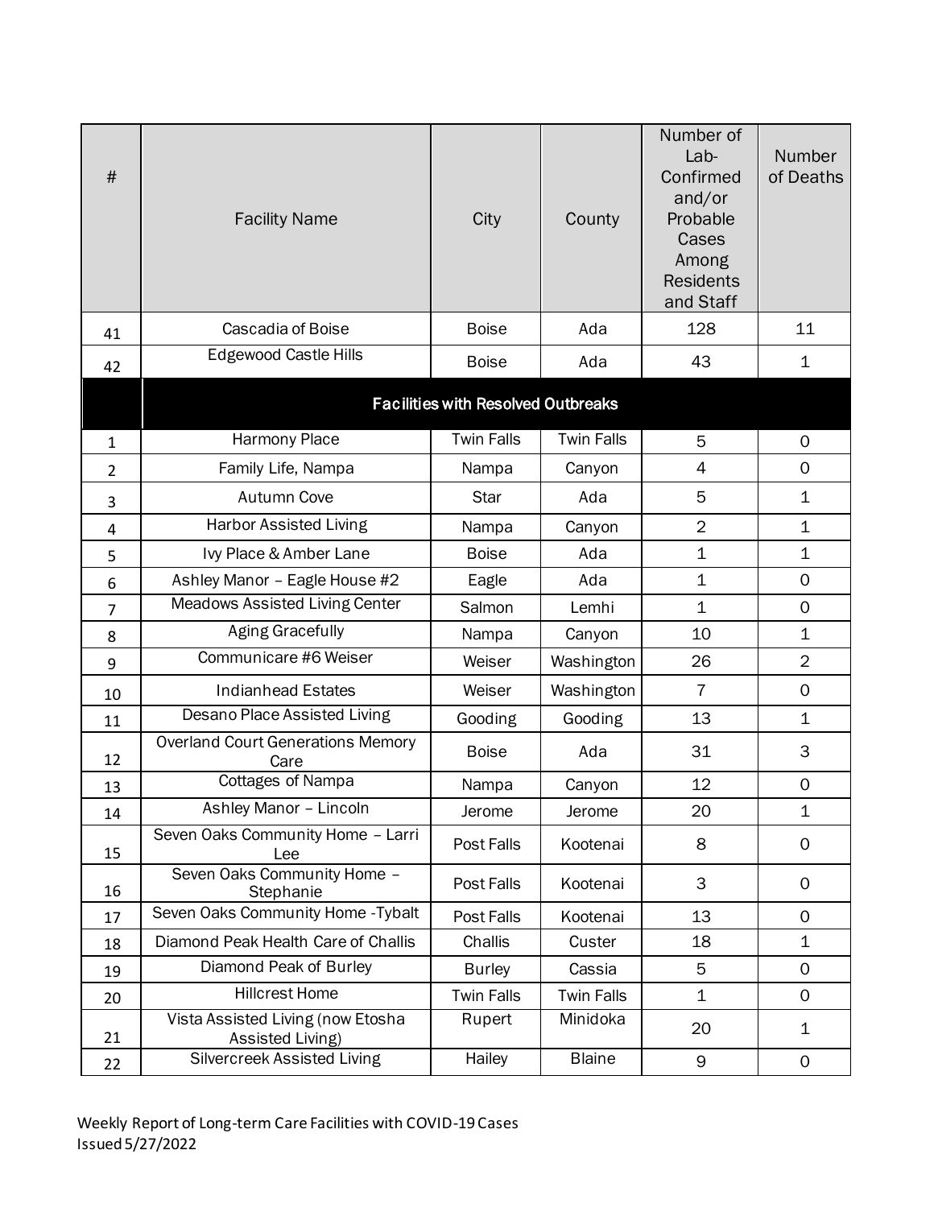| # | Facility Name | City | County | Number of Lab-Confirmed and/or Probable Cases Among Residents and Staff | Number of Deaths |
|---|---|---|---|---|---|
| 41 | Cascadia of Boise | Boise | Ada | 128 | 11 |
| 42 | Edgewood Castle Hills | Boise | Ada | 43 | 1 |
| | **Facilities with Resolved Outbreaks** | | | | |
| 1 | Harmony Place | Twin Falls | Twin Falls | 5 | 0 |
| 2 | Family Life, Nampa | Nampa | Canyon | 4 | 0 |
| 3 | Autumn Cove | Star | Ada | 5 | 1 |
| 4 | Harbor Assisted Living | Nampa | Canyon | 2 | 1 |
| 5 | Ivy Place & Amber Lane | Boise | Ada | 1 | 1 |
| 6 | Ashley Manor – Eagle House #2 | Eagle | Ada | 1 | 0 |
| 7 | Meadows Assisted Living Center | Salmon | Lemhi | 1 | 0 |
| 8 | Aging Gracefully | Nampa | Canyon | 10 | 1 |
| 9 | Communicare #6 Weiser | Weiser | Washington | 26 | 2 |
| 10 | Indianhead Estates | Weiser | Washington | 7 | 0 |
| 11 | Desano Place Assisted Living | Gooding | Gooding | 13 | 1 |
| 12 | Overland Court Generations Memory Care | Boise | Ada | 31 | 3 |
| 13 | Cottages of Nampa | Nampa | Canyon | 12 | 0 |
| 14 | Ashley Manor – Lincoln | Jerome | Jerome | 20 | 1 |
| 15 | Seven Oaks Community Home – Larri Lee | Post Falls | Kootenai | 8 | 0 |
| 16 | Seven Oaks Community Home – Stephanie | Post Falls | Kootenai | 3 | 0 |
| 17 | Seven Oaks Community Home -Tybalt | Post Falls | Kootenai | 13 | 0 |
| 18 | Diamond Peak Health Care of Challis | Challis | Custer | 18 | 1 |
| 19 | Diamond Peak of Burley | Burley | Cassia | 5 | 0 |
| 20 | Hillcrest Home | Twin Falls | Twin Falls | 1 | 0 |
| 21 | Vista Assisted Living (now Etosha Assisted Living) | Rupert | Minidoka | 20 | 1 |
| 22 | Silvercreek Assisted Living | Hailey | Blaine | 9 | 0 |

Weekly Report of Long-term Care Facilities with COVID-19 Cases
Issued 5/27/2022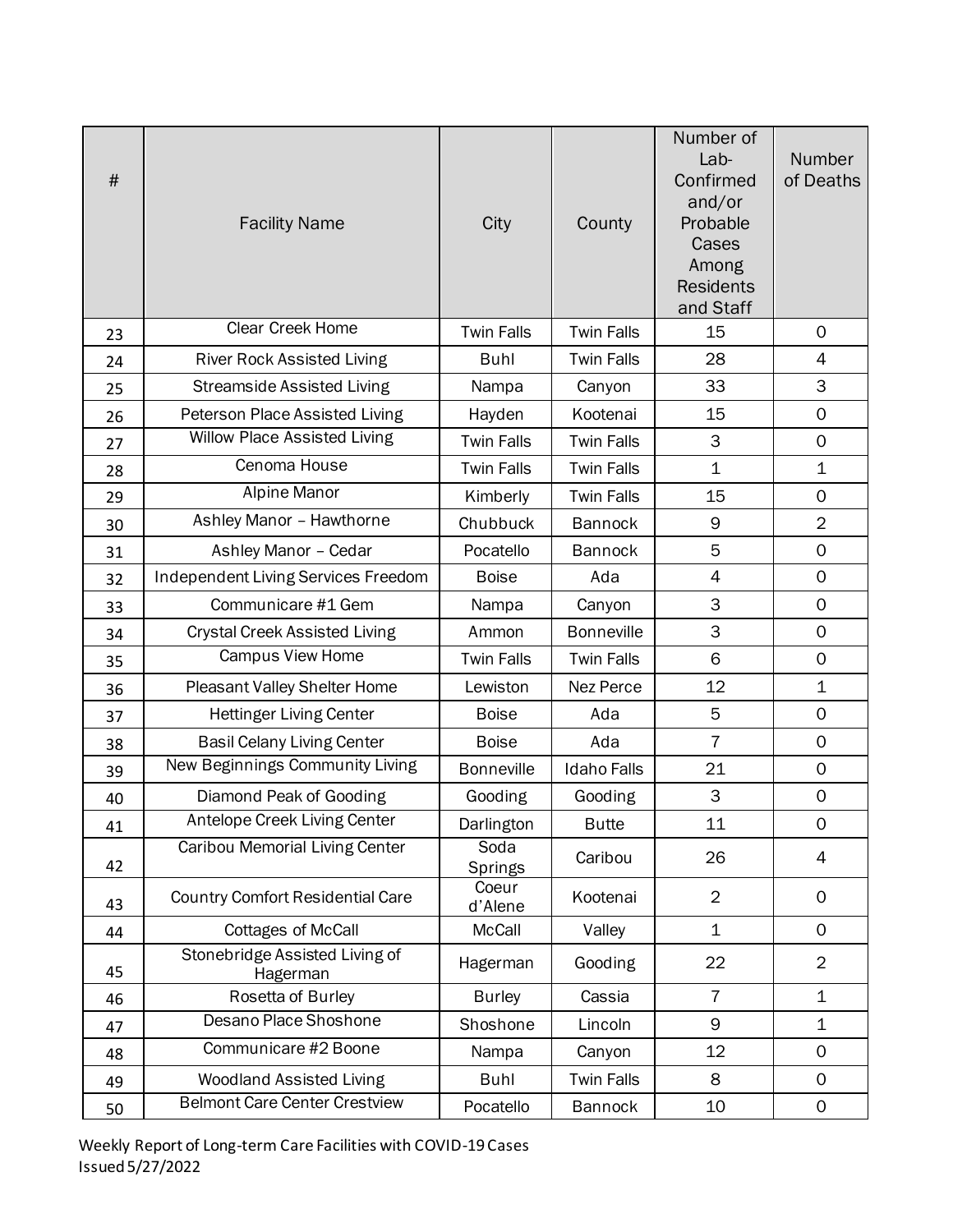| # | Facility Name | City | County | Number of Lab-Confirmed and/or Probable Cases Among Residents and Staff | Number of Deaths |
|---|---|---|---|---|---|
| 23 | Clear Creek Home | Twin Falls | Twin Falls | 15 | 0 |
| 24 | River Rock Assisted Living | Buhl | Twin Falls | 28 | 4 |
| 25 | Streamside Assisted Living | Nampa | Canyon | 33 | 3 |
| 26 | Peterson Place Assisted Living | Hayden | Kootenai | 15 | 0 |
| 27 | Willow Place Assisted Living | Twin Falls | Twin Falls | 3 | 0 |
| 28 | Cenoma House | Twin Falls | Twin Falls | 1 | 1 |
| 29 | Alpine Manor | Kimberly | Twin Falls | 15 | 0 |
| 30 | Ashley Manor – Hawthorne | Chubbuck | Bannock | 9 | 2 |
| 31 | Ashley Manor – Cedar | Pocatello | Bannock | 5 | 0 |
| 32 | Independent Living Services Freedom | Boise | Ada | 4 | 0 |
| 33 | Communicare #1 Gem | Nampa | Canyon | 3 | 0 |
| 34 | Crystal Creek Assisted Living | Ammon | Bonneville | 3 | 0 |
| 35 | Campus View Home | Twin Falls | Twin Falls | 6 | 0 |
| 36 | Pleasant Valley Shelter Home | Lewiston | Nez Perce | 12 | 1 |
| 37 | Hettinger Living Center | Boise | Ada | 5 | 0 |
| 38 | Basil Celany Living Center | Boise | Ada | 7 | 0 |
| 39 | New Beginnings Community Living | Bonneville | Idaho Falls | 21 | 0 |
| 40 | Diamond Peak of Gooding | Gooding | Gooding | 3 | 0 |
| 41 | Antelope Creek Living Center | Darlington | Butte | 11 | 0 |
| 42 | Caribou Memorial Living Center | Soda Springs | Caribou | 26 | 4 |
| 43 | Country Comfort Residential Care | Coeur d'Alene | Kootenai | 2 | 0 |
| 44 | Cottages of McCall | McCall | Valley | 1 | 0 |
| 45 | Stonebridge Assisted Living of Hagerman | Hagerman | Gooding | 22 | 2 |
| 46 | Rosetta of Burley | Burley | Cassia | 7 | 1 |
| 47 | Desano Place Shoshone | Shoshone | Lincoln | 9 | 1 |
| 48 | Communicare #2 Boone | Nampa | Canyon | 12 | 0 |
| 49 | Woodland Assisted Living | Buhl | Twin Falls | 8 | 0 |
| 50 | Belmont Care Center Crestview | Pocatello | Bannock | 10 | 0 |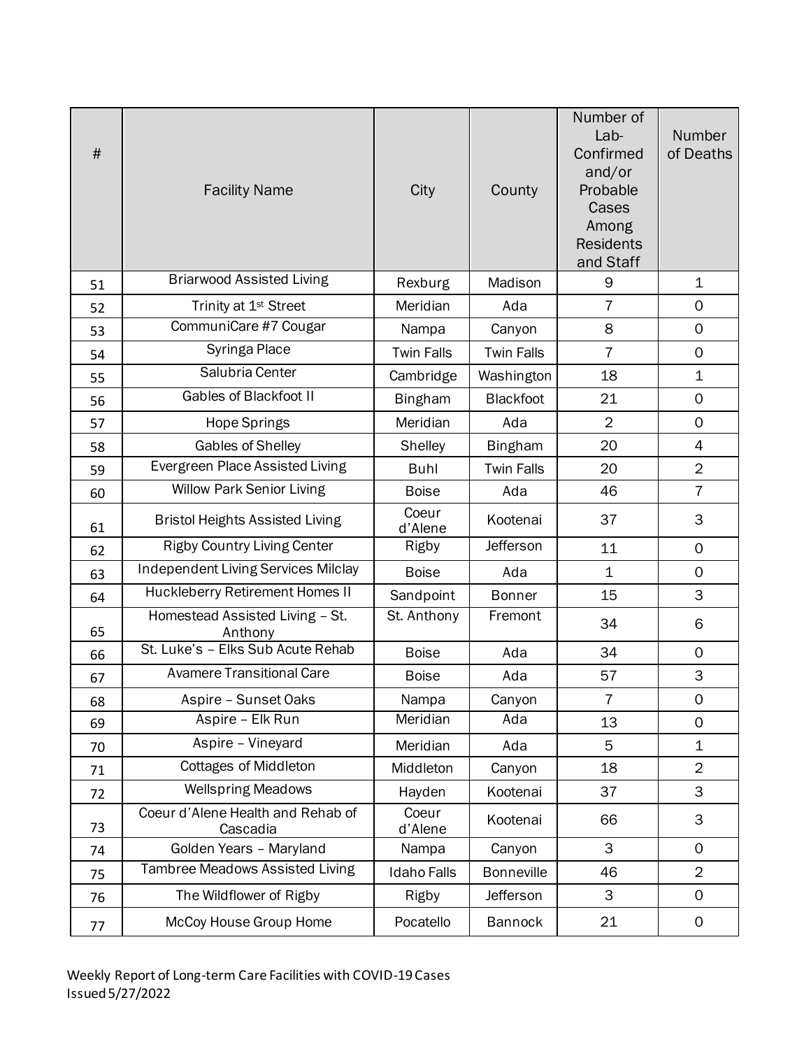| # | Facility Name | City | County | Number of Lab-Confirmed and/or Probable Cases Among Residents and Staff | Number of Deaths |
|---|---|---|---|---|---|
| 51 | Briarwood Assisted Living | Rexburg | Madison | 9 | 1 |
| 52 | Trinity at 1st Street | Meridian | Ada | 7 | 0 |
| 53 | CommuniCare #7 Cougar | Nampa | Canyon | 8 | 0 |
| 54 | Syringa Place | Twin Falls | Twin Falls | 7 | 0 |
| 55 | Salubria Center | Cambridge | Washington | 18 | 1 |
| 56 | Gables of Blackfoot II | Bingham | Blackfoot | 21 | 0 |
| 57 | Hope Springs | Meridian | Ada | 2 | 0 |
| 58 | Gables of Shelley | Shelley | Bingham | 20 | 4 |
| 59 | Evergreen Place Assisted Living | Buhl | Twin Falls | 20 | 2 |
| 60 | Willow Park Senior Living | Boise | Ada | 46 | 7 |
| 61 | Bristol Heights Assisted Living | Coeur d'Alene | Kootenai | 37 | 3 |
| 62 | Rigby Country Living Center | Rigby | Jefferson | 11 | 0 |
| 63 | Independent Living Services Milclay | Boise | Ada | 1 | 0 |
| 64 | Huckleberry Retirement Homes II | Sandpoint | Bonner | 15 | 3 |
| 65 | Homestead Assisted Living – St. Anthony | St. Anthony | Fremont | 34 | 6 |
| 66 | St. Luke's – Elks Sub Acute Rehab | Boise | Ada | 34 | 0 |
| 67 | Avamere Transitional Care | Boise | Ada | 57 | 3 |
| 68 | Aspire – Sunset Oaks | Nampa | Canyon | 7 | 0 |
| 69 | Aspire – Elk Run | Meridian | Ada | 13 | 0 |
| 70 | Aspire – Vineyard | Meridian | Ada | 5 | 1 |
| 71 | Cottages of Middleton | Middleton | Canyon | 18 | 2 |
| 72 | Wellspring Meadows | Hayden | Kootenai | 37 | 3 |
| 73 | Coeur d'Alene Health and Rehab of Cascadia | Coeur d'Alene | Kootenai | 66 | 3 |
| 74 | Golden Years – Maryland | Nampa | Canyon | 3 | 0 |
| 75 | Tambree Meadows Assisted Living | Idaho Falls | Bonneville | 46 | 2 |
| 76 | The Wildflower of Rigby | Rigby | Jefferson | 3 | 0 |
| 77 | McCoy House Group Home | Pocatello | Bannock | 21 | 0 |

Weekly Report of Long-term Care Facilities with COVID-19 Cases
Issued 5/27/2022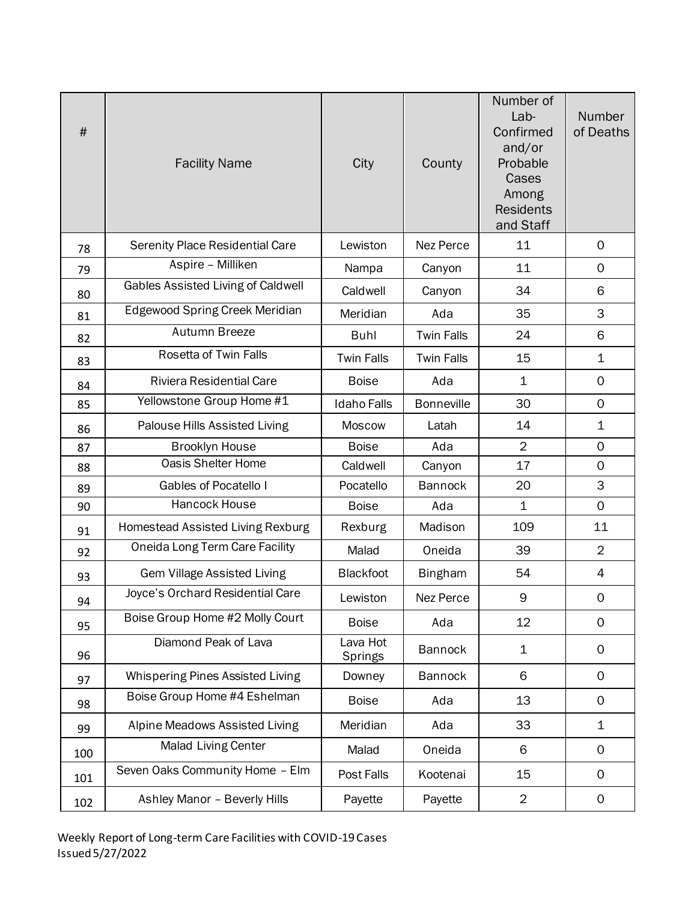| # | Facility Name | City | County | Number of Lab-Confirmed and/or Probable Cases Among Residents and Staff | Number of Deaths |
|---|---|---|---|---|---|
| 78 | Serenity Place Residential Care | Lewiston | Nez Perce | 11 | 0 |
| 79 | Aspire – Milliken | Nampa | Canyon | 11 | 0 |
| 80 | Gables Assisted Living of Caldwell | Caldwell | Canyon | 34 | 6 |
| 81 | Edgewood Spring Creek Meridian | Meridian | Ada | 35 | 3 |
| 82 | Autumn Breeze | Buhl | Twin Falls | 24 | 6 |
| 83 | Rosetta of Twin Falls | Twin Falls | Twin Falls | 15 | 1 |
| 84 | Riviera Residential Care | Boise | Ada | 1 | 0 |
| 85 | Yellowstone Group Home #1 | Idaho Falls | Bonneville | 30 | 0 |
| 86 | Palouse Hills Assisted Living | Moscow | Latah | 14 | 1 |
| 87 | Brooklyn House | Boise | Ada | 2 | 0 |
| 88 | Oasis Shelter Home | Caldwell | Canyon | 17 | 0 |
| 89 | Gables of Pocatello I | Pocatello | Bannock | 20 | 3 |
| 90 | Hancock House | Boise | Ada | 1 | 0 |
| 91 | Homestead Assisted Living Rexburg | Rexburg | Madison | 109 | 11 |
| 92 | Oneida Long Term Care Facility | Malad | Oneida | 39 | 2 |
| 93 | Gem Village Assisted Living | Blackfoot | Bingham | 54 | 4 |
| 94 | Joyce's Orchard Residential Care | Lewiston | Nez Perce | 9 | 0 |
| 95 | Boise Group Home #2 Molly Court | Boise | Ada | 12 | 0 |
| 96 | Diamond Peak of Lava | Lava Hot Springs | Bannock | 1 | 0 |
| 97 | Whispering Pines Assisted Living | Downey | Bannock | 6 | 0 |
| 98 | Boise Group Home #4 Eshelman | Boise | Ada | 13 | 0 |
| 99 | Alpine Meadows Assisted Living | Meridian | Ada | 33 | 1 |
| 100 | Malad Living Center | Malad | Oneida | 6 | 0 |
| 101 | Seven Oaks Community Home – Elm | Post Falls | Kootenai | 15 | 0 |
| 102 | Ashley Manor – Beverly Hills | Payette | Payette | 2 | 0 |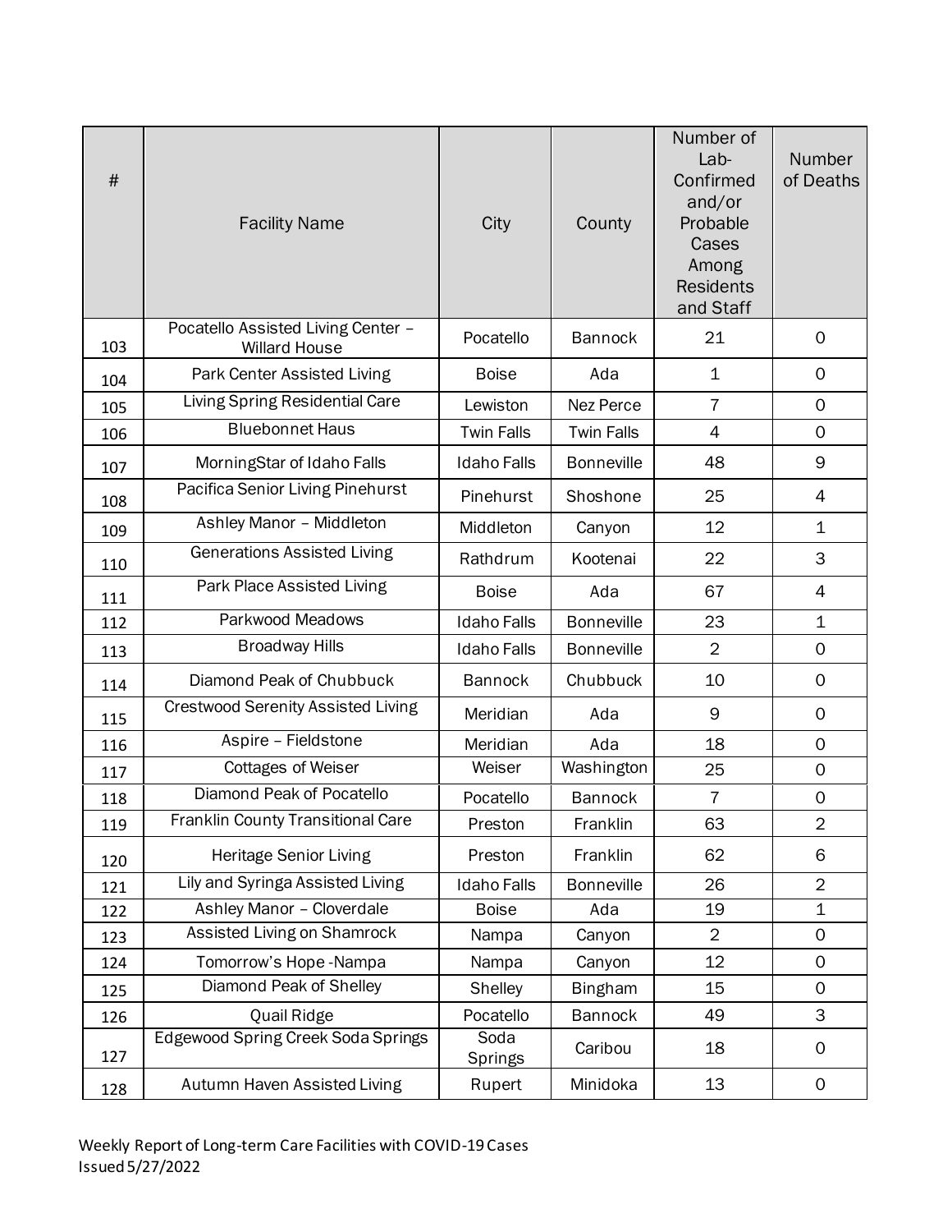| # | Facility Name | City | County | Number of Lab-Confirmed and/or Probable Cases Among Residents and Staff | Number of Deaths |
|---|---|---|---|---|---|
| 103 | Pocatello Assisted Living Center – Willard House | Pocatello | Bannock | 21 | 0 |
| 104 | Park Center Assisted Living | Boise | Ada | 1 | 0 |
| 105 | Living Spring Residential Care | Lewiston | Nez Perce | 7 | 0 |
| 106 | Bluebonnet Haus | Twin Falls | Twin Falls | 4 | 0 |
| 107 | MorningStar of Idaho Falls | Idaho Falls | Bonneville | 48 | 9 |
| 108 | Pacifica Senior Living Pinehurst | Pinehurst | Shoshone | 25 | 4 |
| 109 | Ashley Manor – Middleton | Middleton | Canyon | 12 | 1 |
| 110 | Generations Assisted Living | Rathdrum | Kootenai | 22 | 3 |
| 111 | Park Place Assisted Living | Boise | Ada | 67 | 4 |
| 112 | Parkwood Meadows | Idaho Falls | Bonneville | 23 | 1 |
| 113 | Broadway Hills | Idaho Falls | Bonneville | 2 | 0 |
| 114 | Diamond Peak of Chubbuck | Bannock | Chubbuck | 10 | 0 |
| 115 | Crestwood Serenity Assisted Living | Meridian | Ada | 9 | 0 |
| 116 | Aspire – Fieldstone | Meridian | Ada | 18 | 0 |
| 117 | Cottages of Weiser | Weiser | Washington | 25 | 0 |
| 118 | Diamond Peak of Pocatello | Pocatello | Bannock | 7 | 0 |
| 119 | Franklin County Transitional Care | Preston | Franklin | 63 | 2 |
| 120 | Heritage Senior Living | Preston | Franklin | 62 | 6 |
| 121 | Lily and Syringa Assisted Living | Idaho Falls | Bonneville | 26 | 2 |
| 122 | Ashley Manor – Cloverdale | Boise | Ada | 19 | 1 |
| 123 | Assisted Living on Shamrock | Nampa | Canyon | 2 | 0 |
| 124 | Tomorrow's Hope -Nampa | Nampa | Canyon | 12 | 0 |
| 125 | Diamond Peak of Shelley | Shelley | Bingham | 15 | 0 |
| 126 | Quail Ridge | Pocatello | Bannock | 49 | 3 |
| 127 | Edgewood Spring Creek Soda Springs | Soda Springs | Caribou | 18 | 0 |
| 128 | Autumn Haven Assisted Living | Rupert | Minidoka | 13 | 0 |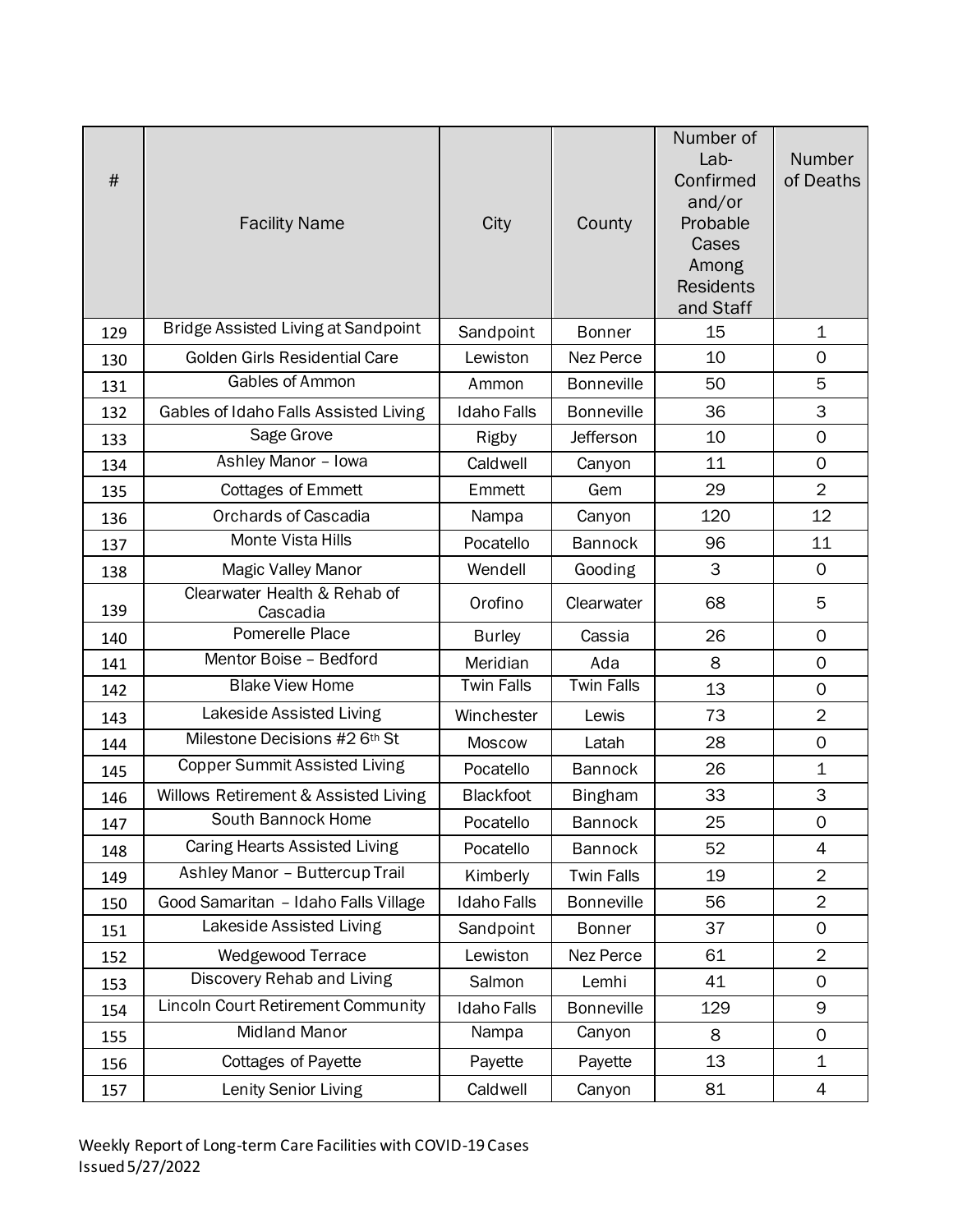| # | Facility Name | City | County | Number of Lab-Confirmed and/or Probable Cases Among Residents and Staff | Number of Deaths |
|---|---|---|---|---|---|
| 129 | Bridge Assisted Living at Sandpoint | Sandpoint | Bonner | 15 | 1 |
| 130 | Golden Girls Residential Care | Lewiston | Nez Perce | 10 | 0 |
| 131 | Gables of Ammon | Ammon | Bonneville | 50 | 5 |
| 132 | Gables of Idaho Falls Assisted Living | Idaho Falls | Bonneville | 36 | 3 |
| 133 | Sage Grove | Rigby | Jefferson | 10 | 0 |
| 134 | Ashley Manor – Iowa | Caldwell | Canyon | 11 | 0 |
| 135 | Cottages of Emmett | Emmett | Gem | 29 | 2 |
| 136 | Orchards of Cascadia | Nampa | Canyon | 120 | 12 |
| 137 | Monte Vista Hills | Pocatello | Bannock | 96 | 11 |
| 138 | Magic Valley Manor | Wendell | Gooding | 3 | 0 |
| 139 | Clearwater Health & Rehab of Cascadia | Orofino | Clearwater | 68 | 5 |
| 140 | Pomerelle Place | Burley | Cassia | 26 | 0 |
| 141 | Mentor Boise – Bedford | Meridian | Ada | 8 | 0 |
| 142 | Blake View Home | Twin Falls | Twin Falls | 13 | 0 |
| 143 | Lakeside Assisted Living | Winchester | Lewis | 73 | 2 |
| 144 | Milestone Decisions #2 6th St | Moscow | Latah | 28 | 0 |
| 145 | Copper Summit Assisted Living | Pocatello | Bannock | 26 | 1 |
| 146 | Willows Retirement & Assisted Living | Blackfoot | Bingham | 33 | 3 |
| 147 | South Bannock Home | Pocatello | Bannock | 25 | 0 |
| 148 | Caring Hearts Assisted Living | Pocatello | Bannock | 52 | 4 |
| 149 | Ashley Manor – Buttercup Trail | Kimberly | Twin Falls | 19 | 2 |
| 150 | Good Samaritan – Idaho Falls Village | Idaho Falls | Bonneville | 56 | 2 |
| 151 | Lakeside Assisted Living | Sandpoint | Bonner | 37 | 0 |
| 152 | Wedgewood Terrace | Lewiston | Nez Perce | 61 | 2 |
| 153 | Discovery Rehab and Living | Salmon | Lemhi | 41 | 0 |
| 154 | Lincoln Court Retirement Community | Idaho Falls | Bonneville | 129 | 9 |
| 155 | Midland Manor | Nampa | Canyon | 8 | 0 |
| 156 | Cottages of Payette | Payette | Payette | 13 | 1 |
| 157 | Lenity Senior Living | Caldwell | Canyon | 81 | 4 |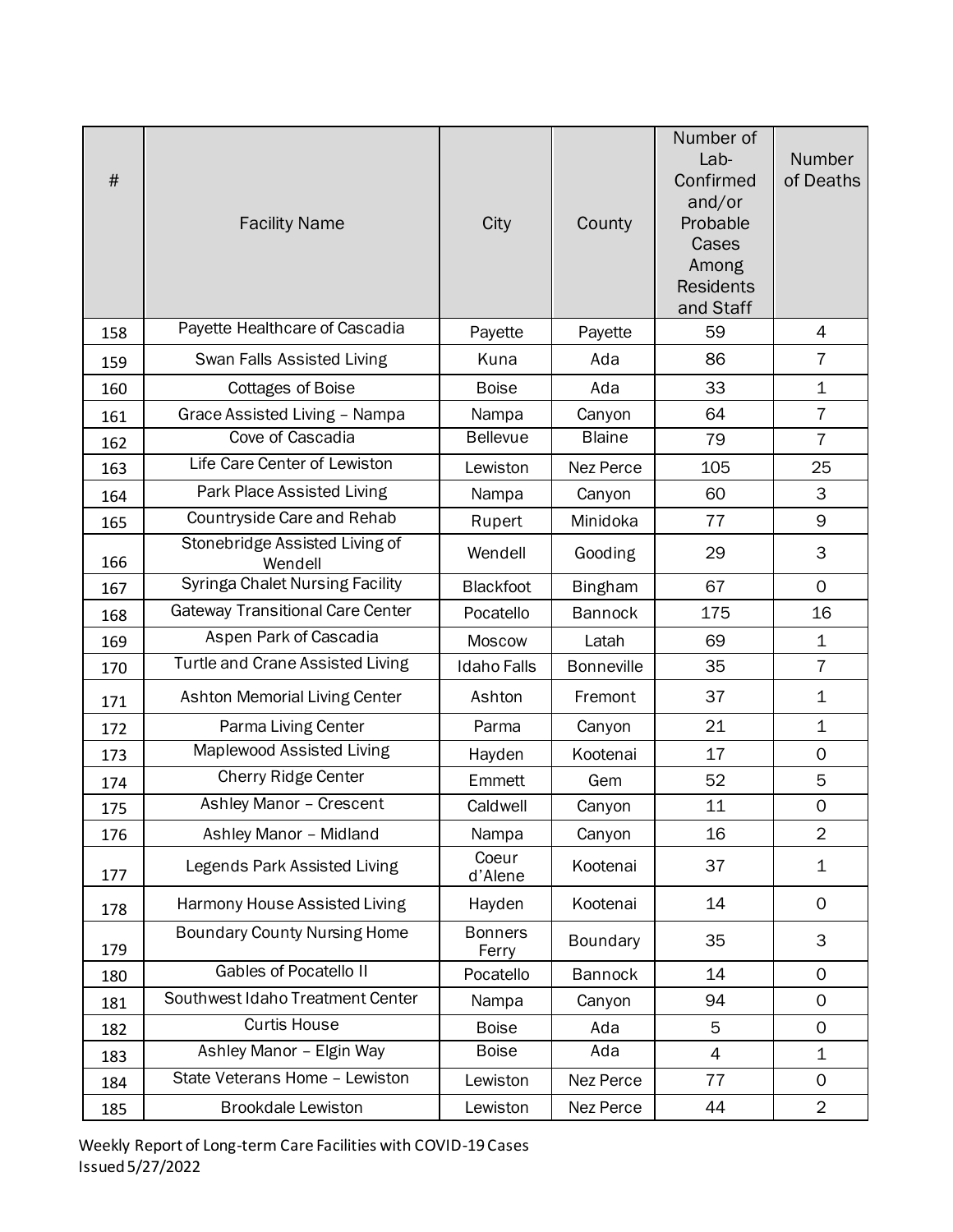| # | Facility Name | City | County | Number of Lab-Confirmed and/or Probable Cases Among Residents and Staff | Number of Deaths |
|---|---|---|---|---|---|
| 158 | Payette Healthcare of Cascadia | Payette | Payette | 59 | 4 |
| 159 | Swan Falls Assisted Living | Kuna | Ada | 86 | 7 |
| 160 | Cottages of Boise | Boise | Ada | 33 | 1 |
| 161 | Grace Assisted Living – Nampa | Nampa | Canyon | 64 | 7 |
| 162 | Cove of Cascadia | Bellevue | Blaine | 79 | 7 |
| 163 | Life Care Center of Lewiston | Lewiston | Nez Perce | 105 | 25 |
| 164 | Park Place Assisted Living | Nampa | Canyon | 60 | 3 |
| 165 | Countryside Care and Rehab | Rupert | Minidoka | 77 | 9 |
| 166 | Stonebridge Assisted Living of Wendell | Wendell | Gooding | 29 | 3 |
| 167 | Syringa Chalet Nursing Facility | Blackfoot | Bingham | 67 | 0 |
| 168 | Gateway Transitional Care Center | Pocatello | Bannock | 175 | 16 |
| 169 | Aspen Park of Cascadia | Moscow | Latah | 69 | 1 |
| 170 | Turtle and Crane Assisted Living | Idaho Falls | Bonneville | 35 | 7 |
| 171 | Ashton Memorial Living Center | Ashton | Fremont | 37 | 1 |
| 172 | Parma Living Center | Parma | Canyon | 21 | 1 |
| 173 | Maplewood Assisted Living | Hayden | Kootenai | 17 | 0 |
| 174 | Cherry Ridge Center | Emmett | Gem | 52 | 5 |
| 175 | Ashley Manor – Crescent | Caldwell | Canyon | 11 | 0 |
| 176 | Ashley Manor – Midland | Nampa | Canyon | 16 | 2 |
| 177 | Legends Park Assisted Living | Coeur d'Alene | Kootenai | 37 | 1 |
| 178 | Harmony House Assisted Living | Hayden | Kootenai | 14 | 0 |
| 179 | Boundary County Nursing Home | Bonners Ferry | Boundary | 35 | 3 |
| 180 | Gables of Pocatello II | Pocatello | Bannock | 14 | 0 |
| 181 | Southwest Idaho Treatment Center | Nampa | Canyon | 94 | 0 |
| 182 | Curtis House | Boise | Ada | 5 | 0 |
| 183 | Ashley Manor – Elgin Way | Boise | Ada | 4 | 1 |
| 184 | State Veterans Home – Lewiston | Lewiston | Nez Perce | 77 | 0 |
| 185 | Brookdale Lewiston | Lewiston | Nez Perce | 44 | 2 |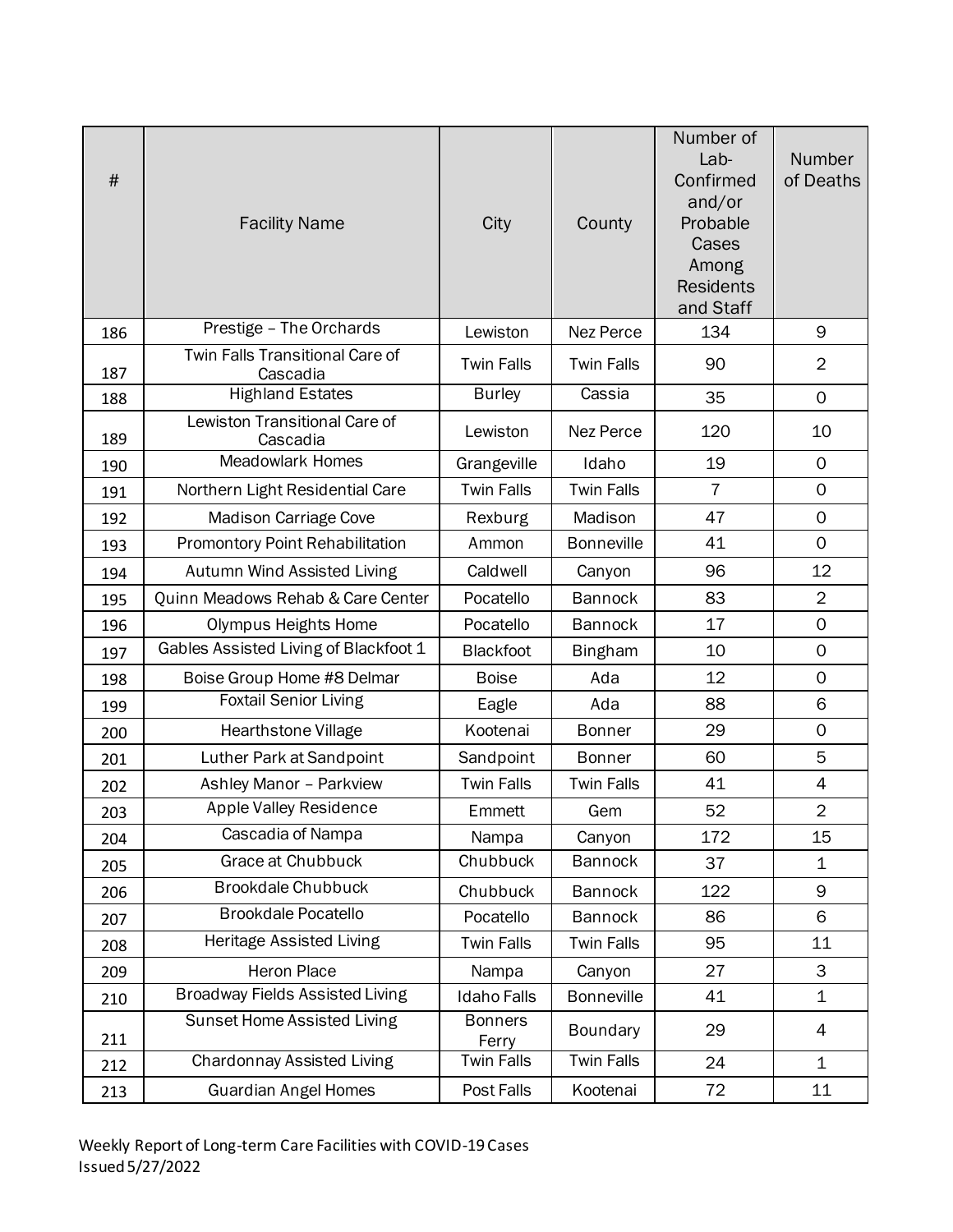| # | Facility Name | City | County | Number of Lab-Confirmed and/or Probable Cases Among Residents and Staff | Number of Deaths |
|---|---|---|---|---|---|
| 186 | Prestige – The Orchards | Lewiston | Nez Perce | 134 | 9 |
| 187 | Twin Falls Transitional Care of Cascadia | Twin Falls | Twin Falls | 90 | 2 |
| 188 | Highland Estates | Burley | Cassia | 35 | 0 |
| 189 | Lewiston Transitional Care of Cascadia | Lewiston | Nez Perce | 120 | 10 |
| 190 | Meadowlark Homes | Grangeville | Idaho | 19 | 0 |
| 191 | Northern Light Residential Care | Twin Falls | Twin Falls | 7 | 0 |
| 192 | Madison Carriage Cove | Rexburg | Madison | 47 | 0 |
| 193 | Promontory Point Rehabilitation | Ammon | Bonneville | 41 | 0 |
| 194 | Autumn Wind Assisted Living | Caldwell | Canyon | 96 | 12 |
| 195 | Quinn Meadows Rehab & Care Center | Pocatello | Bannock | 83 | 2 |
| 196 | Olympus Heights Home | Pocatello | Bannock | 17 | 0 |
| 197 | Gables Assisted Living of Blackfoot 1 | Blackfoot | Bingham | 10 | 0 |
| 198 | Boise Group Home #8 Delmar | Boise | Ada | 12 | 0 |
| 199 | Foxtail Senior Living | Eagle | Ada | 88 | 6 |
| 200 | Hearthstone Village | Kootenai | Bonner | 29 | 0 |
| 201 | Luther Park at Sandpoint | Sandpoint | Bonner | 60 | 5 |
| 202 | Ashley Manor – Parkview | Twin Falls | Twin Falls | 41 | 4 |
| 203 | Apple Valley Residence | Emmett | Gem | 52 | 2 |
| 204 | Cascadia of Nampa | Nampa | Canyon | 172 | 15 |
| 205 | Grace at Chubbuck | Chubbuck | Bannock | 37 | 1 |
| 206 | Brookdale Chubbuck | Chubbuck | Bannock | 122 | 9 |
| 207 | Brookdale Pocatello | Pocatello | Bannock | 86 | 6 |
| 208 | Heritage Assisted Living | Twin Falls | Twin Falls | 95 | 11 |
| 209 | Heron Place | Nampa | Canyon | 27 | 3 |
| 210 | Broadway Fields Assisted Living | Idaho Falls | Bonneville | 41 | 1 |
| 211 | Sunset Home Assisted Living | Bonners Ferry | Boundary | 29 | 4 |
| 212 | Chardonnay Assisted Living | Twin Falls | Twin Falls | 24 | 1 |
| 213 | Guardian Angel Homes | Post Falls | Kootenai | 72 | 11 |

Weekly Report of Long-term Care Facilities with COVID-19 Cases
Issued 5/27/2022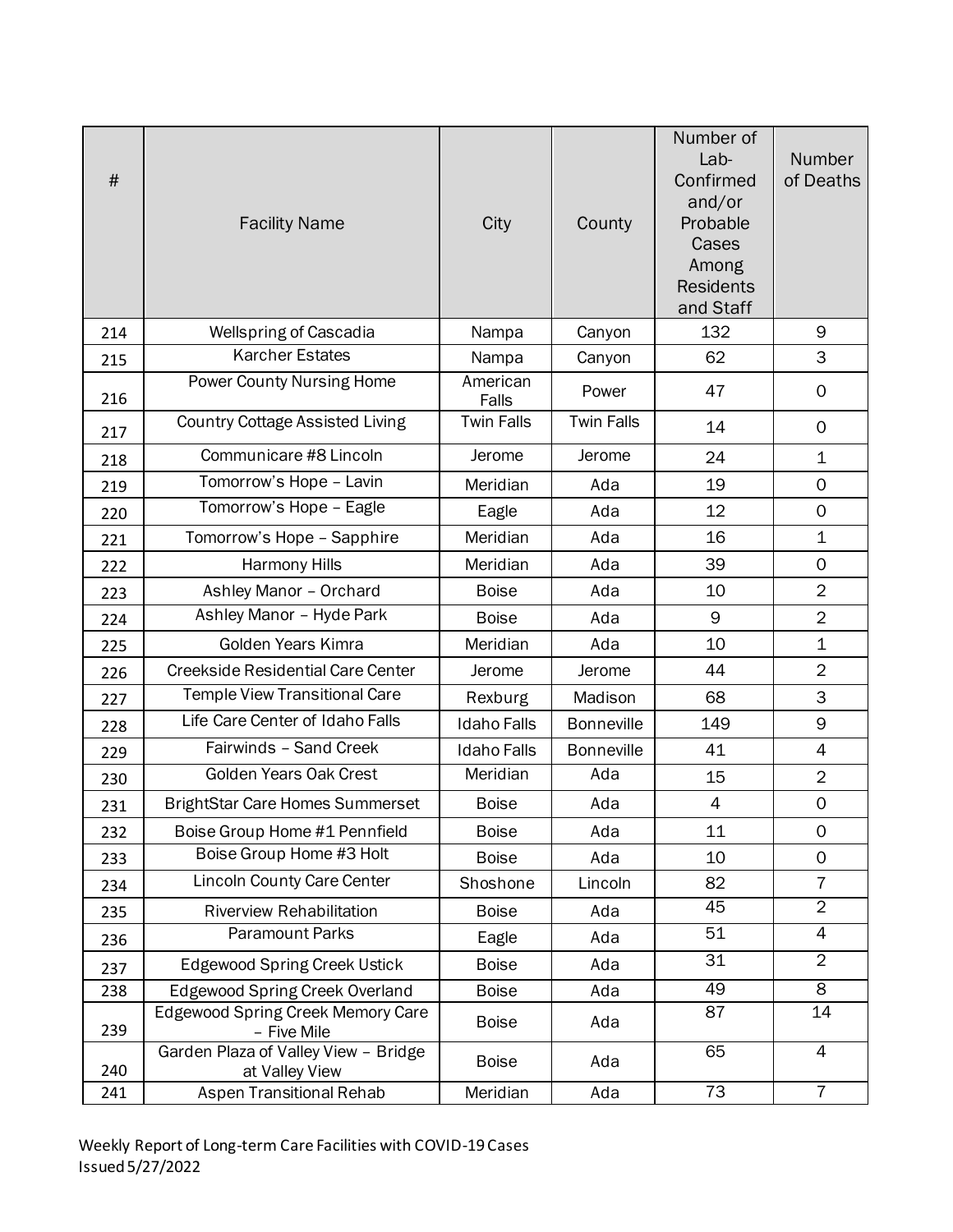| # | Facility Name | City | County | Number of Lab-Confirmed and/or Probable Cases Among Residents and Staff | Number of Deaths |
|---|---|---|---|---|---|
| 214 | Wellspring of Cascadia | Nampa | Canyon | 132 | 9 |
| 215 | Karcher Estates | Nampa | Canyon | 62 | 3 |
| 216 | Power County Nursing Home | American Falls | Power | 47 | 0 |
| 217 | Country Cottage Assisted Living | Twin Falls | Twin Falls | 14 | 0 |
| 218 | Communicare #8 Lincoln | Jerome | Jerome | 24 | 1 |
| 219 | Tomorrow's Hope – Lavin | Meridian | Ada | 19 | 0 |
| 220 | Tomorrow's Hope – Eagle | Eagle | Ada | 12 | 0 |
| 221 | Tomorrow's Hope – Sapphire | Meridian | Ada | 16 | 1 |
| 222 | Harmony Hills | Meridian | Ada | 39 | 0 |
| 223 | Ashley Manor – Orchard | Boise | Ada | 10 | 2 |
| 224 | Ashley Manor – Hyde Park | Boise | Ada | 9 | 2 |
| 225 | Golden Years Kimra | Meridian | Ada | 10 | 1 |
| 226 | Creekside Residential Care Center | Jerome | Jerome | 44 | 2 |
| 227 | Temple View Transitional Care | Rexburg | Madison | 68 | 3 |
| 228 | Life Care Center of Idaho Falls | Idaho Falls | Bonneville | 149 | 9 |
| 229 | Fairwinds – Sand Creek | Idaho Falls | Bonneville | 41 | 4 |
| 230 | Golden Years Oak Crest | Meridian | Ada | 15 | 2 |
| 231 | BrightStar Care Homes Summerset | Boise | Ada | 4 | 0 |
| 232 | Boise Group Home #1 Pennfield | Boise | Ada | 11 | 0 |
| 233 | Boise Group Home #3 Holt | Boise | Ada | 10 | 0 |
| 234 | Lincoln County Care Center | Shoshone | Lincoln | 82 | 7 |
| 235 | Riverview Rehabilitation | Boise | Ada | 45 | 2 |
| 236 | Paramount Parks | Eagle | Ada | 51 | 4 |
| 237 | Edgewood Spring Creek Ustick | Boise | Ada | 31 | 2 |
| 238 | Edgewood Spring Creek Overland | Boise | Ada | 49 | 8 |
| 239 | Edgewood Spring Creek Memory Care – Five Mile | Boise | Ada | 87 | 14 |
| 240 | Garden Plaza of Valley View – Bridge at Valley View | Boise | Ada | 65 | 4 |
| 241 | Aspen Transitional Rehab | Meridian | Ada | 73 | 7 |

Weekly Report of Long-term Care Facilities with COVID-19 Cases
Issued 5/27/2022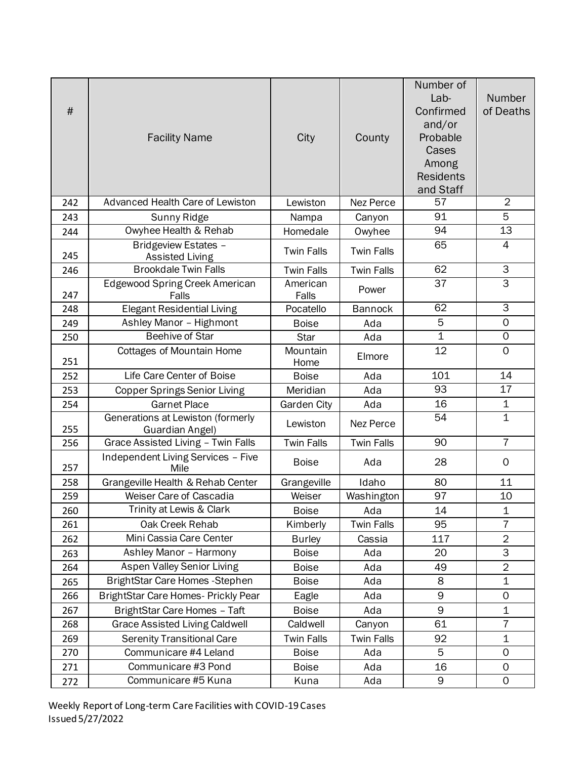| # | Facility Name | City | County | Number of Lab-Confirmed and/or Probable Cases Among Residents and Staff | Number of Deaths |
|---|---|---|---|---|---|
| 242 | Advanced Health Care of Lewiston | Lewiston | Nez Perce | 57 | 2 |
| 243 | Sunny Ridge | Nampa | Canyon | 91 | 5 |
| 244 | Owyhee Health & Rehab | Homedale | Owyhee | 94 | 13 |
| 245 | Bridgeview Estates – Assisted Living | Twin Falls | Twin Falls | 65 | 4 |
| 246 | Brookdale Twin Falls | Twin Falls | Twin Falls | 62 | 3 |
| 247 | Edgewood Spring Creek American Falls | American Falls | Power | 37 | 3 |
| 248 | Elegant Residential Living | Pocatello | Bannock | 62 | 3 |
| 249 | Ashley Manor – Highmont | Boise | Ada | 5 | 0 |
| 250 | Beehive of Star | Star | Ada | 1 | 0 |
| 251 | Cottages of Mountain Home | Mountain Home | Elmore | 12 | 0 |
| 252 | Life Care Center of Boise | Boise | Ada | 101 | 14 |
| 253 | Copper Springs Senior Living | Meridian | Ada | 93 | 17 |
| 254 | Garnet Place | Garden City | Ada | 16 | 1 |
| 255 | Generations at Lewiston (formerly Guardian Angel) | Lewiston | Nez Perce | 54 | 1 |
| 256 | Grace Assisted Living – Twin Falls | Twin Falls | Twin Falls | 90 | 7 |
| 257 | Independent Living Services – Five Mile | Boise | Ada | 28 | 0 |
| 258 | Grangeville Health & Rehab Center | Grangeville | Idaho | 80 | 11 |
| 259 | Weiser Care of Cascadia | Weiser | Washington | 97 | 10 |
| 260 | Trinity at Lewis & Clark | Boise | Ada | 14 | 1 |
| 261 | Oak Creek Rehab | Kimberly | Twin Falls | 95 | 7 |
| 262 | Mini Cassia Care Center | Burley | Cassia | 117 | 2 |
| 263 | Ashley Manor – Harmony | Boise | Ada | 20 | 3 |
| 264 | Aspen Valley Senior Living | Boise | Ada | 49 | 2 |
| 265 | BrightStar Care Homes -Stephen | Boise | Ada | 8 | 1 |
| 266 | BrightStar Care Homes- Prickly Pear | Eagle | Ada | 9 | 0 |
| 267 | BrightStar Care Homes – Taft | Boise | Ada | 9 | 1 |
| 268 | Grace Assisted Living Caldwell | Caldwell | Canyon | 61 | 7 |
| 269 | Serenity Transitional Care | Twin Falls | Twin Falls | 92 | 1 |
| 270 | Communicare #4 Leland | Boise | Ada | 5 | 0 |
| 271 | Communicare #3 Pond | Boise | Ada | 16 | 0 |
| 272 | Communicare #5 Kuna | Kuna | Ada | 9 | 0 |

Weekly Report of Long-term Care Facilities with COVID-19 Cases
Issued 5/27/2022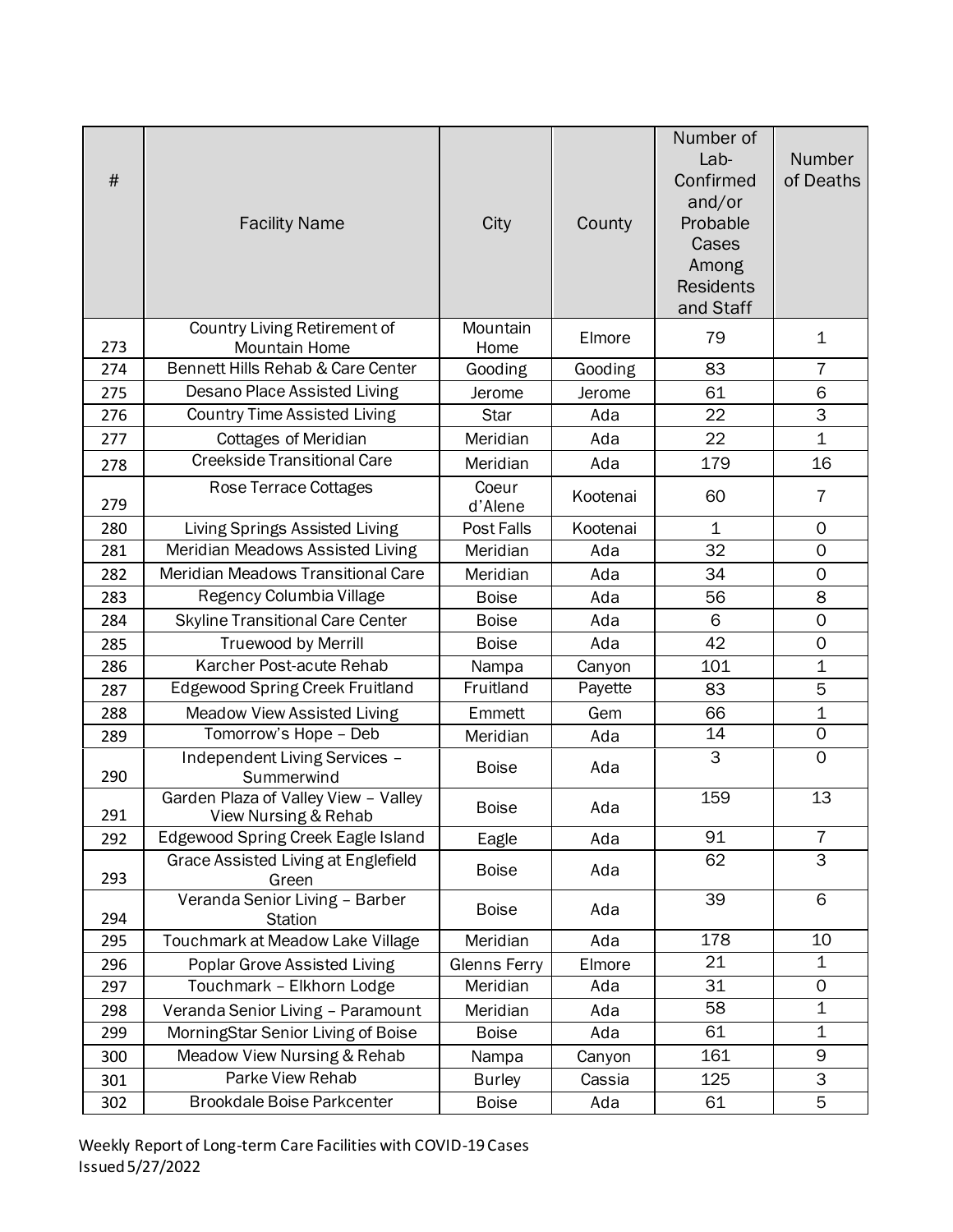| # | Facility Name | City | County | Number of Lab-Confirmed and/or Probable Cases Among Residents and Staff | Number of Deaths |
|---|---|---|---|---|---|
| 273 | Country Living Retirement of Mountain Home | Mountain Home | Elmore | 79 | 1 |
| 274 | Bennett Hills Rehab & Care Center | Gooding | Gooding | 83 | 7 |
| 275 | Desano Place Assisted Living | Jerome | Jerome | 61 | 6 |
| 276 | Country Time Assisted Living | Star | Ada | 22 | 3 |
| 277 | Cottages of Meridian | Meridian | Ada | 22 | 1 |
| 278 | Creekside Transitional Care | Meridian | Ada | 179 | 16 |
| 279 | Rose Terrace Cottages | Coeur d'Alene | Kootenai | 60 | 7 |
| 280 | Living Springs Assisted Living | Post Falls | Kootenai | 1 | 0 |
| 281 | Meridian Meadows Assisted Living | Meridian | Ada | 32 | 0 |
| 282 | Meridian Meadows Transitional Care | Meridian | Ada | 34 | 0 |
| 283 | Regency Columbia Village | Boise | Ada | 56 | 8 |
| 284 | Skyline Transitional Care Center | Boise | Ada | 6 | 0 |
| 285 | Truewood by Merrill | Boise | Ada | 42 | 0 |
| 286 | Karcher Post-acute Rehab | Nampa | Canyon | 101 | 1 |
| 287 | Edgewood Spring Creek Fruitland | Fruitland | Payette | 83 | 5 |
| 288 | Meadow View Assisted Living | Emmett | Gem | 66 | 1 |
| 289 | Tomorrow's Hope – Deb | Meridian | Ada | 14 | 0 |
| 290 | Independent Living Services – Summerwind | Boise | Ada | 3 | 0 |
| 291 | Garden Plaza of Valley View – Valley View Nursing & Rehab | Boise | Ada | 159 | 13 |
| 292 | Edgewood Spring Creek Eagle Island | Eagle | Ada | 91 | 7 |
| 293 | Grace Assisted Living at Englefield Green | Boise | Ada | 62 | 3 |
| 294 | Veranda Senior Living – Barber Station | Boise | Ada | 39 | 6 |
| 295 | Touchmark at Meadow Lake Village | Meridian | Ada | 178 | 10 |
| 296 | Poplar Grove Assisted Living | Glenns Ferry | Elmore | 21 | 1 |
| 297 | Touchmark – Elkhorn Lodge | Meridian | Ada | 31 | 0 |
| 298 | Veranda Senior Living – Paramount | Meridian | Ada | 58 | 1 |
| 299 | MorningStar Senior Living of Boise | Boise | Ada | 61 | 1 |
| 300 | Meadow View Nursing & Rehab | Nampa | Canyon | 161 | 9 |
| 301 | Parke View Rehab | Burley | Cassia | 125 | 3 |
| 302 | Brookdale Boise Parkcenter | Boise | Ada | 61 | 5 |

Weekly Report of Long-term Care Facilities with COVID-19 Cases
Issued 5/27/2022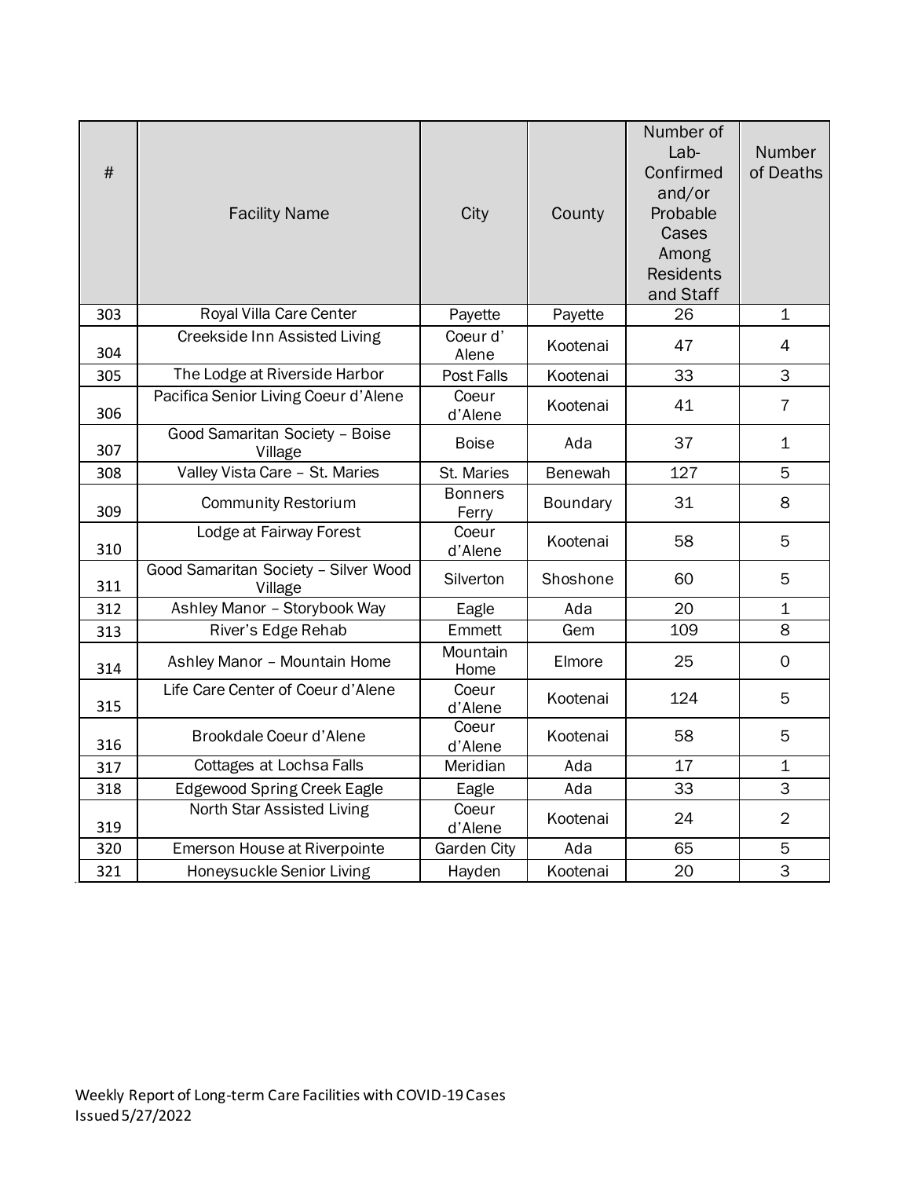| # | Facility Name | City | County | Number of Lab-Confirmed and/or Probable Cases Among Residents and Staff | Number of Deaths |
|---|---|---|---|---|---|
| 303 | Royal Villa Care Center | Payette | Payette | 26 | 1 |
| 304 | Creekside Inn Assisted Living | Coeur d' Alene | Kootenai | 47 | 4 |
| 305 | The Lodge at Riverside Harbor | Post Falls | Kootenai | 33 | 3 |
| 306 | Pacifica Senior Living Coeur d'Alene | Coeur d'Alene | Kootenai | 41 | 7 |
| 307 | Good Samaritan Society – Boise Village | Boise | Ada | 37 | 1 |
| 308 | Valley Vista Care – St. Maries | St. Maries | Benewah | 127 | 5 |
| 309 | Community Restorium | Bonners Ferry | Boundary | 31 | 8 |
| 310 | Lodge at Fairway Forest | Coeur d'Alene | Kootenai | 58 | 5 |
| 311 | Good Samaritan Society – Silver Wood Village | Silverton | Shoshone | 60 | 5 |
| 312 | Ashley Manor – Storybook Way | Eagle | Ada | 20 | 1 |
| 313 | River's Edge Rehab | Emmett | Gem | 109 | 8 |
| 314 | Ashley Manor – Mountain Home | Mountain Home | Elmore | 25 | 0 |
| 315 | Life Care Center of Coeur d'Alene | Coeur d'Alene | Kootenai | 124 | 5 |
| 316 | Brookdale Coeur d'Alene | Coeur d'Alene | Kootenai | 58 | 5 |
| 317 | Cottages at Lochsa Falls | Meridian | Ada | 17 | 1 |
| 318 | Edgewood Spring Creek Eagle | Eagle | Ada | 33 | 3 |
| 319 | North Star Assisted Living | Coeur d'Alene | Kootenai | 24 | 2 |
| 320 | Emerson House at Riverpointe | Garden City | Ada | 65 | 5 |
| 321 | Honeysuckle Senior Living | Hayden | Kootenai | 20 | 3 |